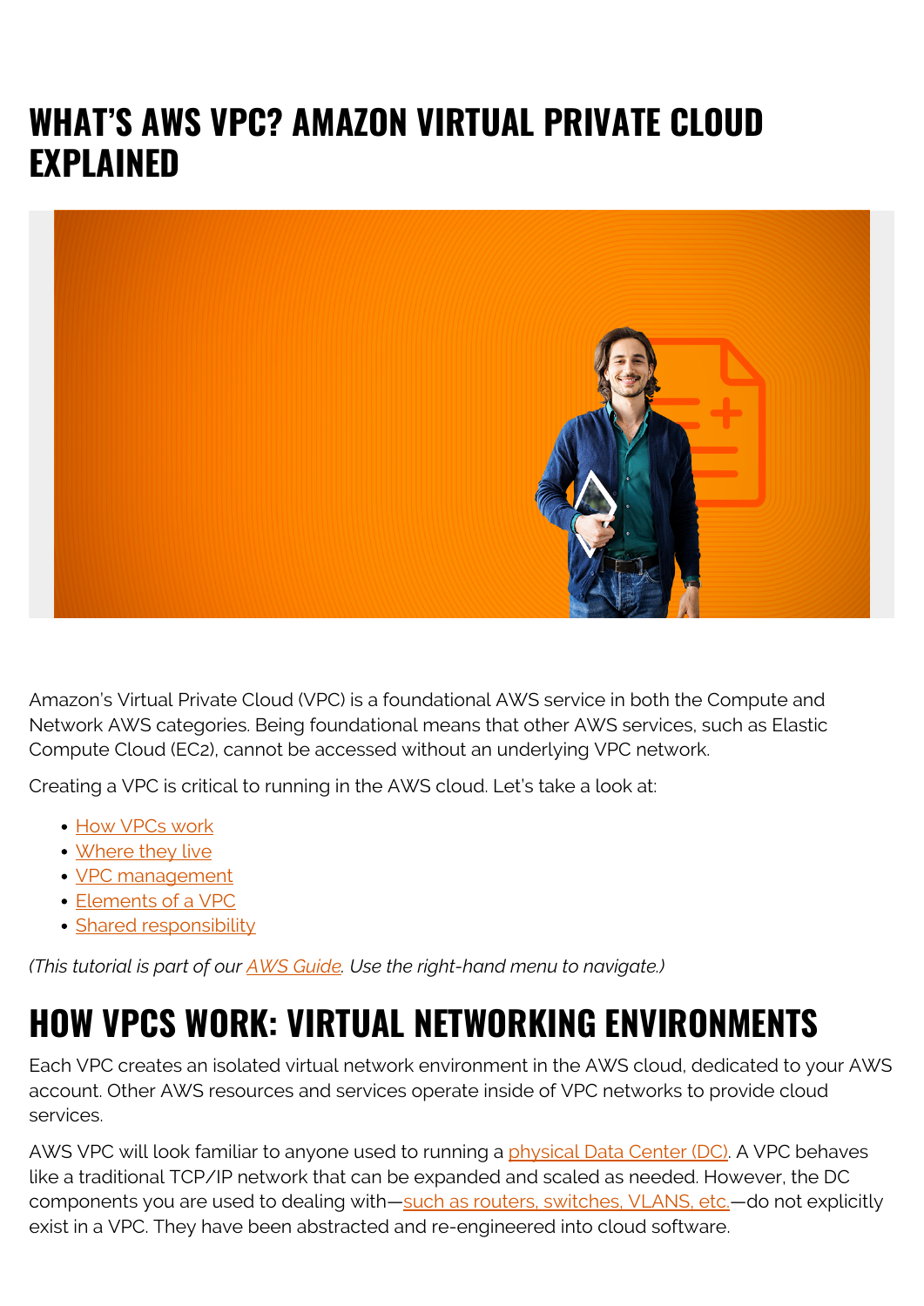# WHAT'S AWS VPC? AMAZON VIRTUAL PRIVATE CLOUD EXPLAINED

Amazon's Virtual Private Cloud (VPC) is a foundational AWS service in both the Compute and Network AWS categories. Being foundational means that other AWS services, such as Elastic Compute Cloud (EC2), cannot be accessed without an underlying VPC network.

Creating a VPC is critical to running in the AWS cloud. Let's take a look at:

- How VPCs work
- Where they live
- VPC management
- Elements of a VPC
- Shared responsibility

*(This tutorial is part of our AWS Guide. Use the right-hand menu to navigate.)*

## HOW VPCS WORK: VIRTUAL NETWORKING ENVIRONMENTS

Each VPC creates an isolated virtual network environment in the AWS cloud, dedicated to your AWS account. Other AWS resources and services operate inside of VPC networks to provide cloud services.

AWS VPC will look familiar to anyone used to running a physical Data Center (DC). A VPC behaves like a traditional TCP/IP network that can be expanded and scaled as needed. However, the DC components you are used to dealing with—such as routers, switches, VLANS, etc.—do not explicitly exist in a VPC. They have been abstracted and re-engineered into cloud software.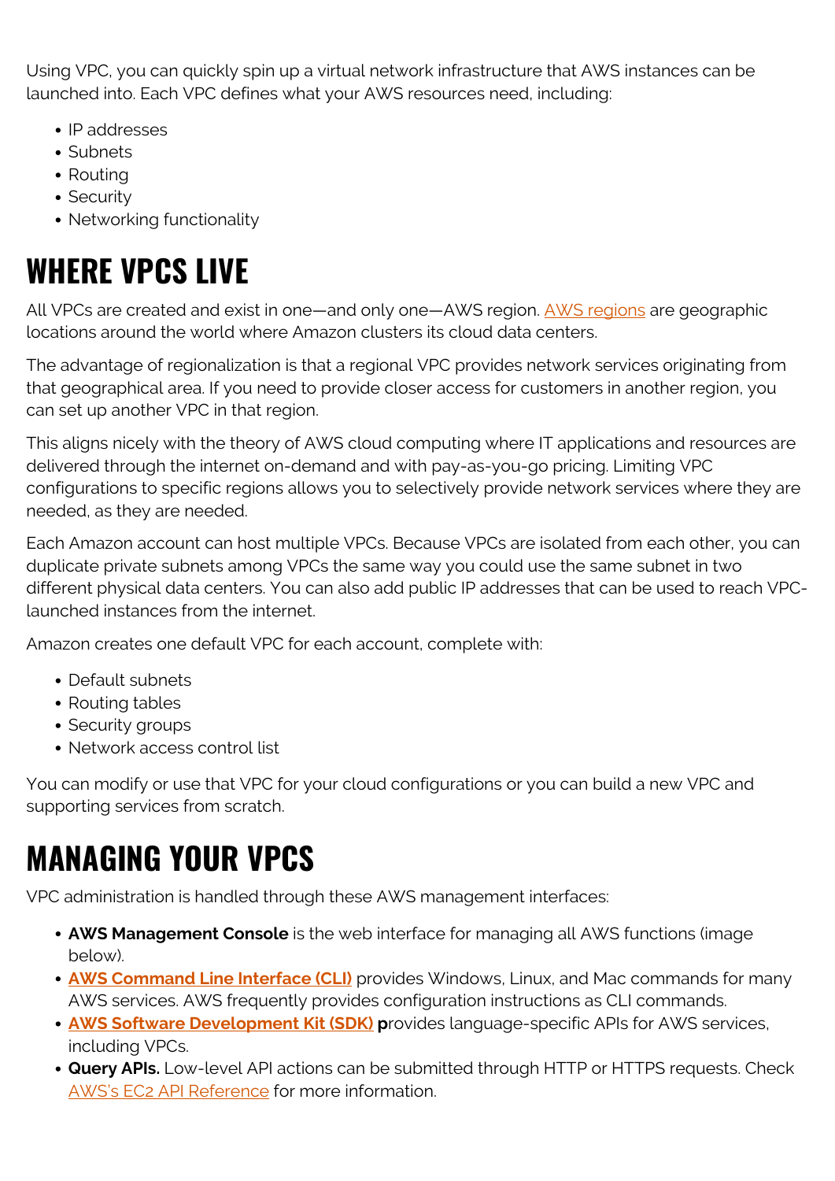Using VPC, you can quickly spin up a virtual network infrastructure that AWS instances can be launched into. Each VPC defines what your AWS resources need, including:

- IP addresses
- Subnets
- Routing
- Security
- Networking functionality

## WHERE VPCS LIVE

All VPCs are created and exist in one—and only one—AWS region. AWS regions are geographic locations around the world where Amazon clusters its cloud data centers.

The advantage of regionalization is that a regional VPC provides network services originating from that geographical area. If you need to provide closer access for customers in another region, you can set up another VPC in that region.

This aligns nicely with the theory of AWS cloud computing where IT applications and resources are delivered through the internet on-demand and with pay-as-you-go pricing. Limiting VPC configurations to specific regions allows you to selectively provide network services where they are needed, as they are needed.

Each Amazon account can host multiple VPCs. Because VPCs are isolated from each other, you can duplicate private subnets among VPCs the same way you could use the same subnet in two different physical data centers. You can also add public IP addresses that can be used to reach VPC-launched instances from the internet.

Amazon creates one default VPC for each account, complete with:

- Default subnets
- Routing tables
- Security groups
- Network access control list

You can modify or use that VPC for your cloud configurations or you can build a new VPC and supporting services from scratch.

## MANAGING YOUR VPCS

VPC administration is handled through these AWS management interfaces:

- **AWS Management Console** is the web interface for managing all AWS functions (image below).
- **AWS Command Line Interface (CLI)** provides Windows, Linux, and Mac commands for many AWS services. AWS frequently provides configuration instructions as CLI commands.
- **AWS Software Development Kit (SDK) p**rovides language-specific APIs for AWS services, including VPCs.
- **Query APIs.** Low-level API actions can be submitted through HTTP or HTTPS requests. Check AWS's EC2 API Reference for more information.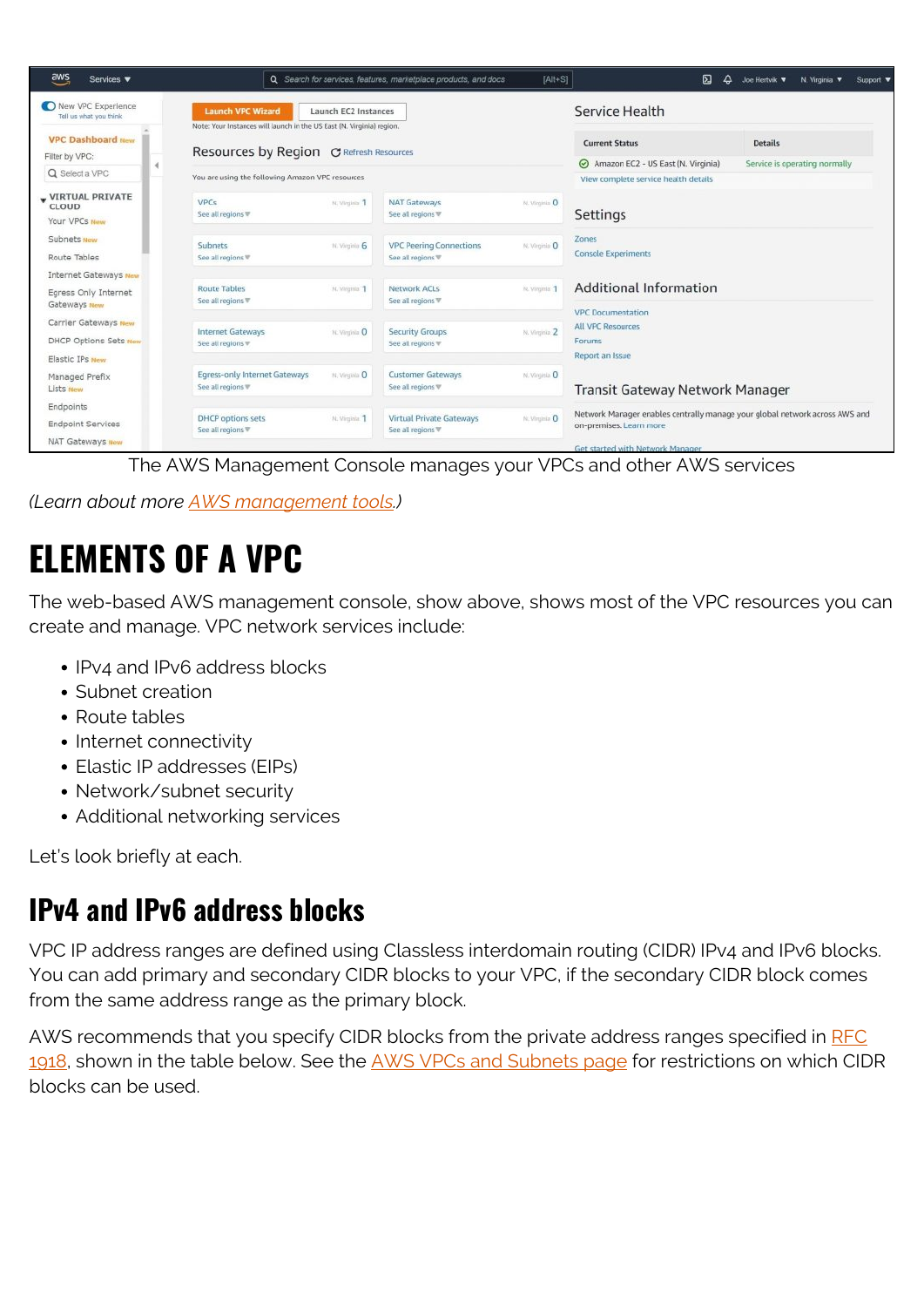The AWS Management Console manages your VPCs and other AWS services

*(Learn about more AWS management tools.)*

# ELEMENTS OF A VPC

The web-based AWS management console, show above, shows most of the VPC resources you can create and manage. VPC network services include:

- IPv4 and IPv6 address blocks
- Subnet creation
- Route tables
- Internet connectivity
- Elastic IP addresses (EIPs)
- Network/subnet security
- Additional networking services

Let's look briefly at each.

## IPv4 and IPv6 address blocks

VPC IP address ranges are defined using Classless interdomain routing (CIDR) IPv4 and IPv6 blocks. You can add primary and secondary CIDR blocks to your VPC, if the secondary CIDR block comes from the same address range as the primary block.

AWS recommends that you specify CIDR blocks from the private address ranges specified in RFC 1918, shown in the table below. See the AWS VPCs and Subnets page for restrictions on which CIDR blocks can be used.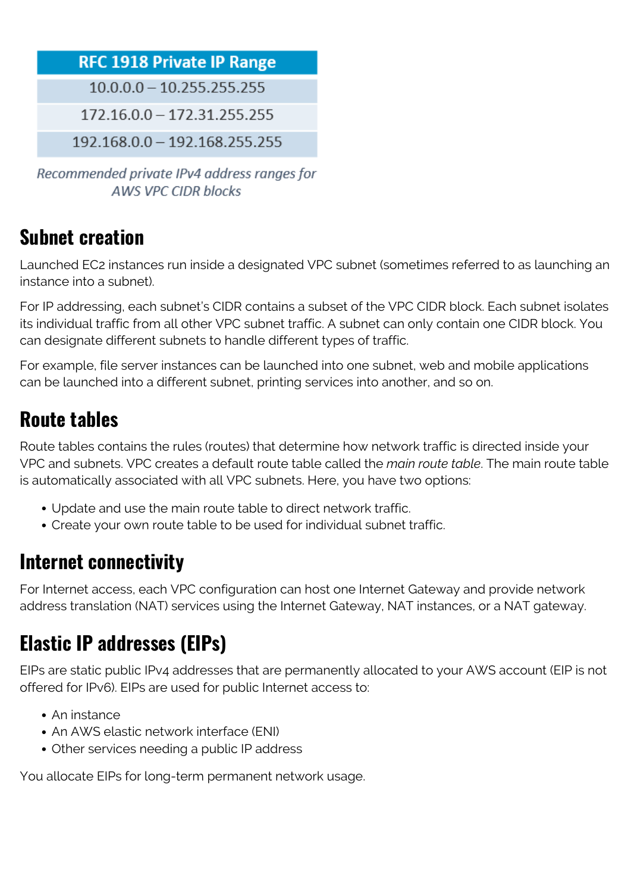| RFC 1918 Private IP Range |
| --- |
| 10.0.0.0 – 10.255.255.255 |
| 172.16.0.0 – 172.31.255.255 |
| 192.168.0.0 – 192.168.255.255 |

*Recommended private IPv4 address ranges for AWS VPC CIDR blocks*

## Subnet creation

Launched EC2 instances run inside a designated VPC subnet (sometimes referred to as launching an instance into a subnet).

For IP addressing, each subnet's CIDR contains a subset of the VPC CIDR block. Each subnet isolates its individual traffic from all other VPC subnet traffic. A subnet can only contain one CIDR block. You can designate different subnets to handle different types of traffic.

For example, file server instances can be launched into one subnet, web and mobile applications can be launched into a different subnet, printing services into another, and so on.

## Route tables

Route tables contains the rules (routes) that determine how network traffic is directed inside your VPC and subnets. VPC creates a default route table called the *main route table*. The main route table is automatically associated with all VPC subnets. Here, you have two options:

- Update and use the main route table to direct network traffic.
- Create your own route table to be used for individual subnet traffic.

## Internet connectivity

For Internet access, each VPC configuration can host one Internet Gateway and provide network address translation (NAT) services using the Internet Gateway, NAT instances, or a NAT gateway.

## Elastic IP addresses (EIPs)

EIPs are static public IPv4 addresses that are permanently allocated to your AWS account (EIP is not offered for IPv6). EIPs are used for public Internet access to:

- An instance
- An AWS elastic network interface (ENI)
- Other services needing a public IP address

You allocate EIPs for long-term permanent network usage.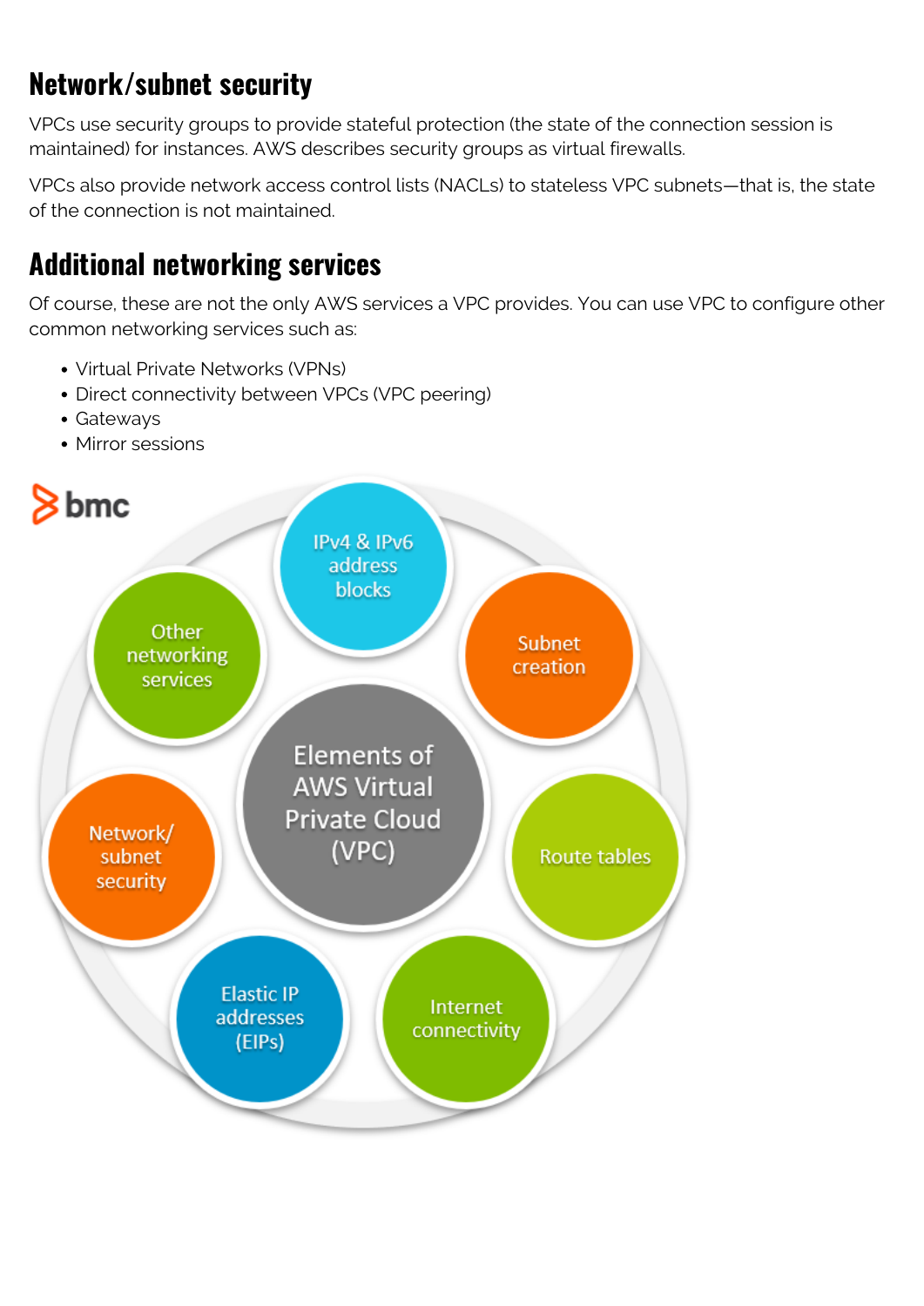## Network/subnet security

VPCs use security groups to provide stateful protection (the state of the connection session is maintained) for instances. AWS describes security groups as virtual firewalls.

VPCs also provide network access control lists (NACLs) to stateless VPC subnets—that is, the state of the connection is not maintained.

## Additional networking services

Of course, these are not the only AWS services a VPC provides. You can use VPC to configure other common networking services such as:

- Virtual Private Networks (VPNs)
- Direct connectivity between VPCs (VPC peering)
- Gateways
- Mirror sessions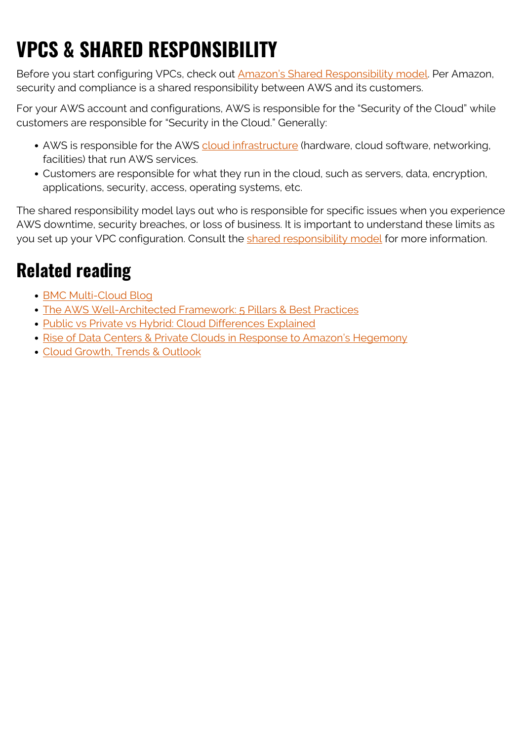## VPCS & SHARED RESPONSIBILITY

Before you start configuring VPCs, check out Amazon's Shared Responsibility model. Per Amazon, security and compliance is a shared responsibility between AWS and its customers.

For your AWS account and configurations, AWS is responsible for the "Security of the Cloud" while customers are responsible for "Security in the Cloud." Generally:

- AWS is responsible for the AWS cloud infrastructure (hardware, cloud software, networking, facilities) that run AWS services.
- Customers are responsible for what they run in the cloud, such as servers, data, encryption, applications, security, access, operating systems, etc.

The shared responsibility model lays out who is responsible for specific issues when you experience AWS downtime, security breaches, or loss of business. It is important to understand these limits as you set up your VPC configuration. Consult the shared responsibility model for more information.

## Related reading

- BMC Multi-Cloud Blog
- The AWS Well-Architected Framework: 5 Pillars & Best Practices
- Public vs Private vs Hybrid: Cloud Differences Explained
- Rise of Data Centers & Private Clouds in Response to Amazon's Hegemony
- Cloud Growth, Trends & Outlook